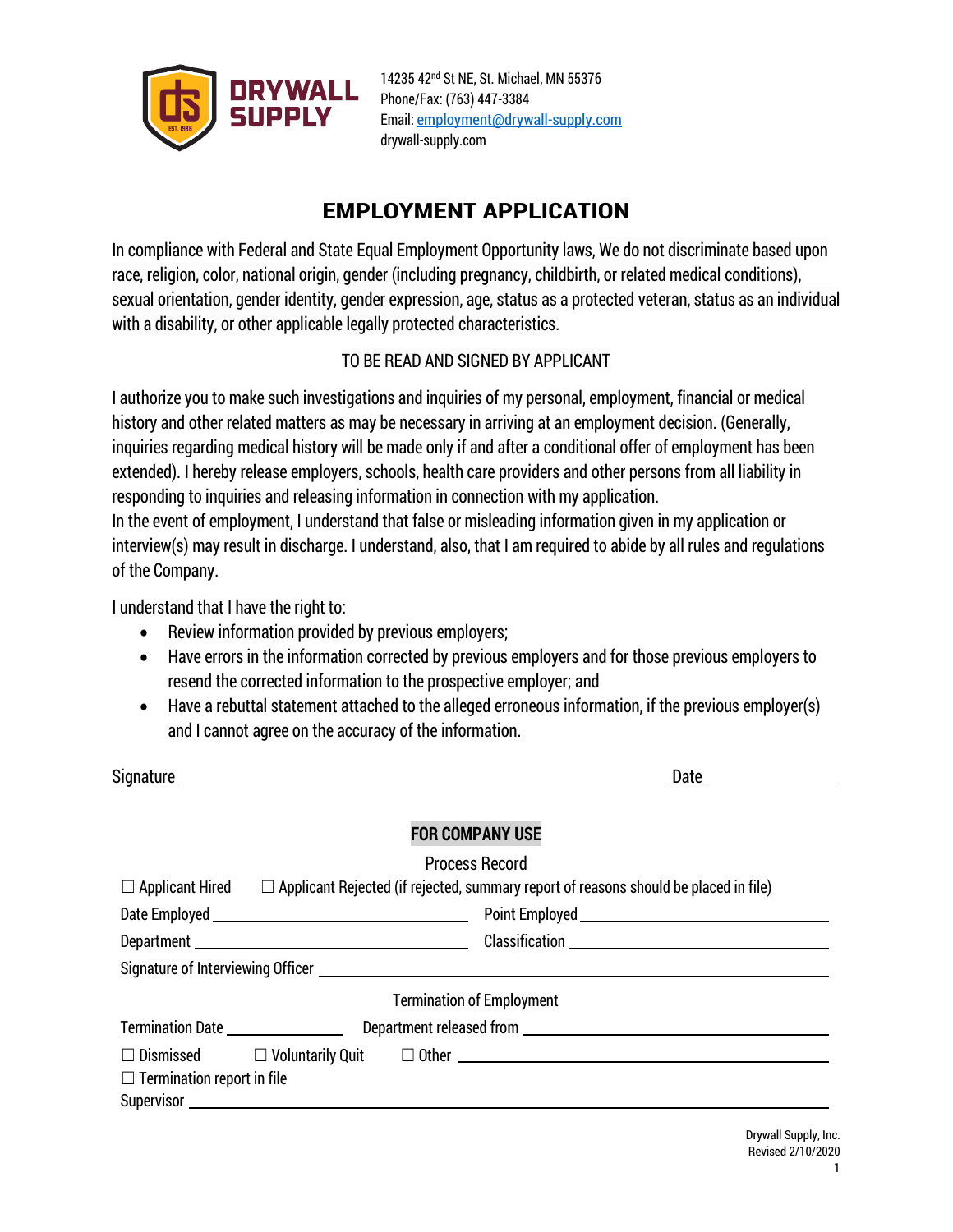DRYWALL SUPPLY

14235 42nd St NE, St. Michael, MN 55376
Phone/Fax: (763) 447-3384
Email: employment@drywall-supply.com
drywall-supply.com

# EMPLOYMENT APPLICATION

In compliance with Federal and State Equal Employment Opportunity laws, We do not discriminate based upon race, religion, color, national origin, gender (including pregnancy, childbirth, or related medical conditions), sexual orientation, gender identity, gender expression, age, status as a protected veteran, status as an individual with a disability, or other applicable legally protected characteristics.

TO BE READ AND SIGNED BY APPLICANT

I authorize you to make such investigations and inquiries of my personal, employment, financial or medical history and other related matters as may be necessary in arriving at an employment decision. (Generally, inquiries regarding medical history will be made only if and after a conditional offer of employment has been extended). I hereby release employers, schools, health care providers and other persons from all liability in responding to inquiries and releasing information in connection with my application.
In the event of employment, I understand that false or misleading information given in my application or interview(s) may result in discharge. I understand, also, that I am required to abide by all rules and regulations of the Company.

I understand that I have the right to:

- Review information provided by previous employers;
- Have errors in the information corrected by previous employers and for those previous employers to resend the corrected information to the prospective employer; and
- Have a rebuttal statement attached to the alleged erroneous information, if the previous employer(s) and I cannot agree on the accuracy of the information.

Signature ______________________________ Date ______________

**FOR COMPANY USE**

Process Record

☐ Applicant Hired ☐ Applicant Rejected (if rejected, summary report of reasons should be placed in file)

Date Employed ______________________ Point Employed ______________________

Department ______________________ Classification ______________________

Signature of Interviewing Officer ______________________________

Termination of Employment

Termination Date ______________ Department released from ______________________

☐ Dismissed ☐ Voluntarily Quit ☐ Other ______________________

☐ Termination report in file

Supervisor ______________________________

Drywall Supply, Inc.
Revised 2/10/2020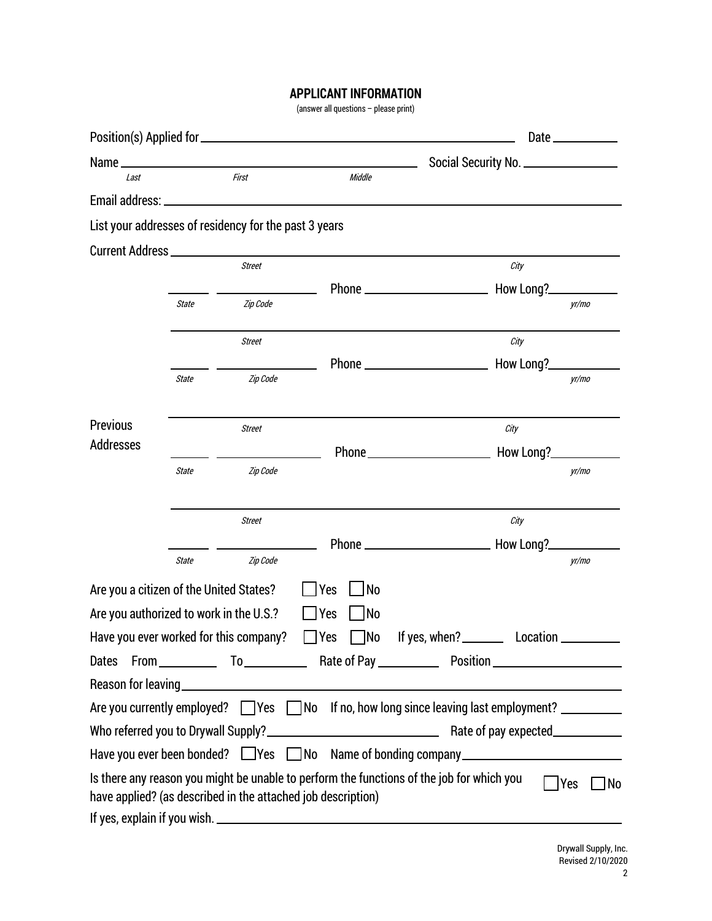## APPLICANT INFORMATION

(answer all questions – please print)

Position(s) Applied for \_\_\_\_\_\_\_\_\_\_\_\_\_\_\_\_\_\_\_\_ Date \_\_\_\_\_\_\_\_\_\_

Name \_\_\_\_\_\_\_\_\_\_\_\_\_\_\_\_\_\_\_\_ Social Security No. \_\_\_\_\_\_\_\_\_\_

*Last* *First* *Middle*

Email address: \_\_\_\_\_\_\_\_\_\_\_\_\_\_\_\_\_\_\_\_

List your addresses of residency for the past 3 years

Current Address \_\_\_\_\_\_\_\_\_\_\_\_\_\_\_\_\_\_\_\_

*Street* *City*

\_\_\_\_\_\_ \_\_\_\_\_\_\_\_\_\_ Phone \_\_\_\_\_\_\_\_\_\_ How Long? \_\_\_\_\_\_\_\_\_\_

*State* *Zip Code* *yr/mo*

\_\_\_\_\_\_\_\_\_\_\_\_\_\_\_\_\_\_\_\_

*Street* *City*

\_\_\_\_\_\_ \_\_\_\_\_\_\_\_\_\_ Phone \_\_\_\_\_\_\_\_\_\_ How Long? \_\_\_\_\_\_\_\_\_\_

*State* *Zip Code* *yr/mo*

Previous Addresses

\_\_\_\_\_\_\_\_\_\_\_\_\_\_\_\_\_\_\_\_

*Street* *City*

\_\_\_\_\_\_ \_\_\_\_\_\_\_\_\_\_ Phone \_\_\_\_\_\_\_\_\_\_ How Long? \_\_\_\_\_\_\_\_\_\_

*State* *Zip Code* *yr/mo*

\_\_\_\_\_\_\_\_\_\_\_\_\_\_\_\_\_\_\_\_

*Street* *City*

\_\_\_\_\_\_ \_\_\_\_\_\_\_\_\_\_ Phone \_\_\_\_\_\_\_\_\_\_ How Long? \_\_\_\_\_\_\_\_\_\_

*State* *Zip Code* *yr/mo*

Are you a citizen of the United States? ☐ Yes ☐ No

Are you authorized to work in the U.S.? ☐ Yes ☐ No

Have you ever worked for this company? ☐ Yes ☐ No If yes, when? \_\_\_\_\_\_ Location \_\_\_\_\_\_

Dates From \_\_\_\_\_\_ To \_\_\_\_\_\_ Rate of Pay \_\_\_\_\_\_ Position \_\_\_\_\_\_\_\_\_\_

Reason for leaving \_\_\_\_\_\_\_\_\_\_\_\_\_\_\_\_\_\_\_\_

Are you currently employed? ☐ Yes ☐ No If no, how long since leaving last employment? \_\_\_\_\_\_

Who referred you to Drywall Supply? \_\_\_\_\_\_\_\_\_\_ Rate of pay expected \_\_\_\_\_\_

Have you ever been bonded? ☐ Yes ☐ No Name of bonding company \_\_\_\_\_\_\_\_\_\_

Is there any reason you might be unable to perform the functions of the job for which you have applied? (as described in the attached job description) ☐ Yes ☐ No

If yes, explain if you wish. \_\_\_\_\_\_\_\_\_\_\_\_\_\_\_\_\_\_\_\_

Drywall Supply, Inc.
Revised 2/10/2020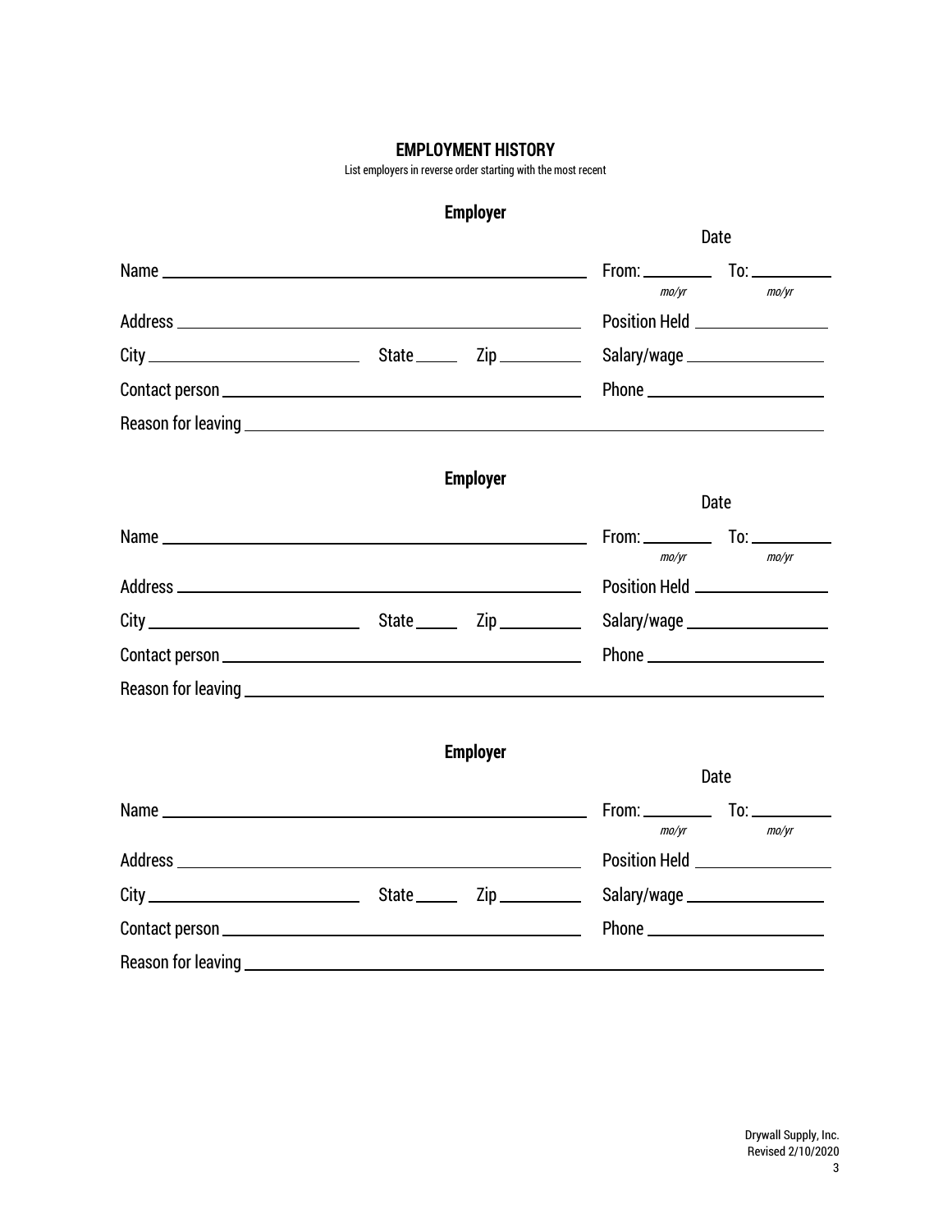## EMPLOYMENT HISTORY

List employers in reverse order starting with the most recent

### Employer

Date

Name ______________________________ From: ________ To: ________
*mo/yr* *mo/yr*

Address ______________________________ Position Held ______________

City ______________ State _____ Zip ________ Salary/wage ______________

Contact person ______________________________ Phone ______________

Reason for leaving ______________________________________________

### Employer

Date

Name ______________________________ From: ________ To: ________
*mo/yr* *mo/yr*

Address ______________________________ Position Held ______________

City ______________ State _____ Zip ________ Salary/wage ______________

Contact person ______________________________ Phone ______________

Reason for leaving ______________________________________________

### Employer

Date

Name ______________________________ From: ________ To: ________
*mo/yr* *mo/yr*

Address ______________________________ Position Held ______________

City ______________ State _____ Zip ________ Salary/wage ______________

Contact person ______________________________ Phone ______________

Reason for leaving ______________________________________________

Drywall Supply, Inc.
Revised 2/10/2020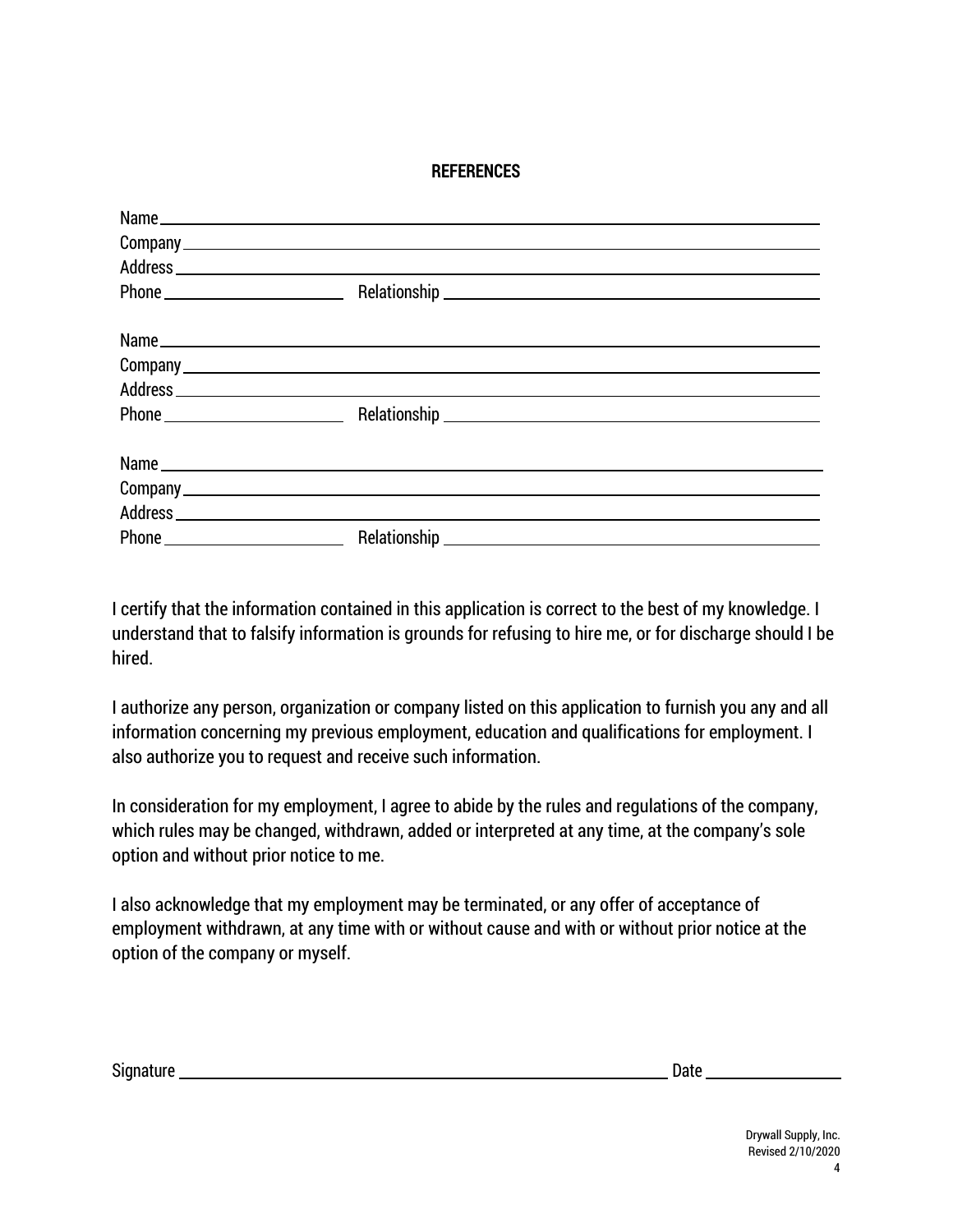## REFERENCES

Name ______________________________________________
Company ______________________________________________
Address ______________________________________________
Phone ____________________ Relationship ______________________________

Name ______________________________________________
Company ______________________________________________
Address ______________________________________________
Phone ____________________ Relationship ______________________________

Name ______________________________________________
Company ______________________________________________
Address ______________________________________________
Phone ____________________ Relationship ______________________________

I certify that the information contained in this application is correct to the best of my knowledge. I understand that to falsify information is grounds for refusing to hire me, or for discharge should I be hired.

I authorize any person, organization or company listed on this application to furnish you any and all information concerning my previous employment, education and qualifications for employment. I also authorize you to request and receive such information.

In consideration for my employment, I agree to abide by the rules and regulations of the company, which rules may be changed, withdrawn, added or interpreted at any time, at the company's sole option and without prior notice to me.

I also acknowledge that my employment may be terminated, or any offer of acceptance of employment withdrawn, at any time with or without cause and with or without prior notice at the option of the company or myself.

Signature ______________________________________________ Date ______________

Drywall Supply, Inc.
Revised 2/10/2020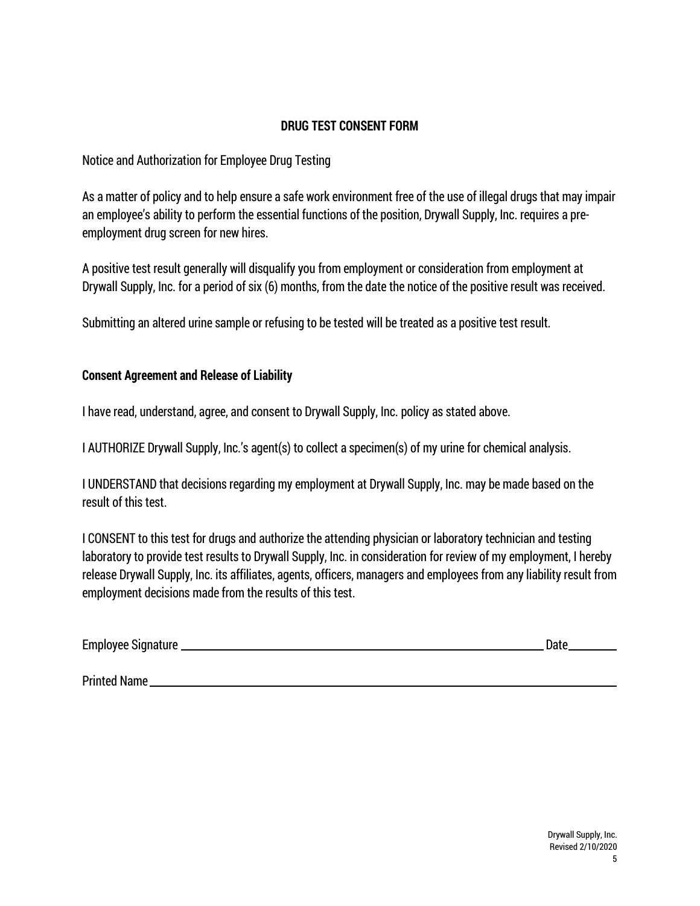**DRUG TEST CONSENT FORM**

Notice and Authorization for Employee Drug Testing

As a matter of policy and to help ensure a safe work environment free of the use of illegal drugs that may impair an employee's ability to perform the essential functions of the position, Drywall Supply, Inc. requires a pre-employment drug screen for new hires.

A positive test result generally will disqualify you from employment or consideration from employment at Drywall Supply, Inc. for a period of six (6) months, from the date the notice of the positive result was received.

Submitting an altered urine sample or refusing to be tested will be treated as a positive test result.

**Consent Agreement and Release of Liability**

I have read, understand, agree, and consent to Drywall Supply, Inc. policy as stated above.

I AUTHORIZE Drywall Supply, Inc.'s agent(s) to collect a specimen(s) of my urine for chemical analysis.

I UNDERSTAND that decisions regarding my employment at Drywall Supply, Inc. may be made based on the result of this test.

I CONSENT to this test for drugs and authorize the attending physician or laboratory technician and testing laboratory to provide test results to Drywall Supply, Inc. in consideration for review of my employment, I hereby release Drywall Supply, Inc. its affiliates, agents, officers, managers and employees from any liability result from employment decisions made from the results of this test.

Employee Signature ____________________________________________ Date________

Printed Name ____________________________________________________________

Drywall Supply, Inc.
Revised 2/10/2020